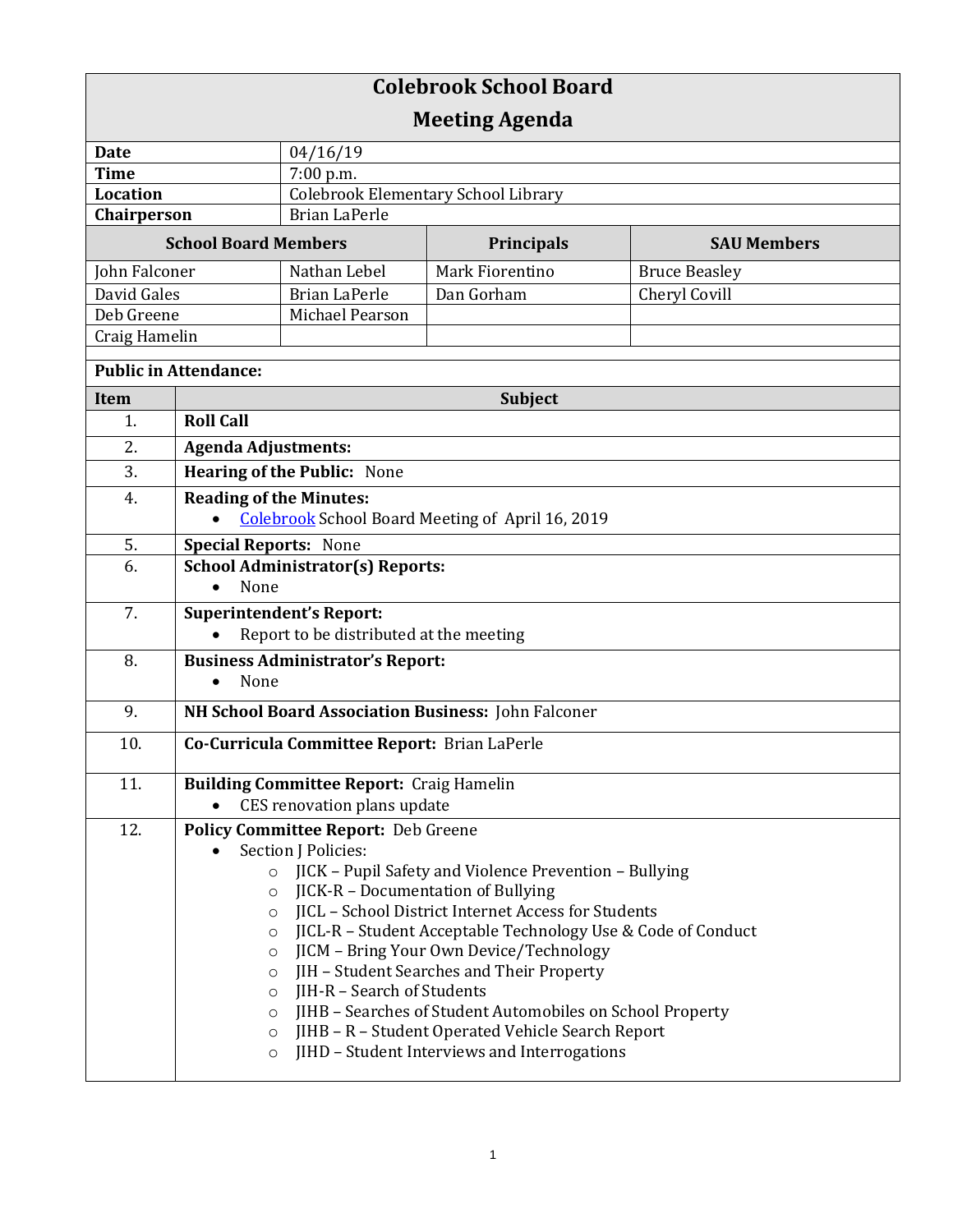# Colebrook School Board

## Meeting Agenda

| | |
|---|---|
| **Date** | 04/16/19 |
| **Time** | 7:00 p.m. |
| **Location** | Colebrook Elementary School Library |
| **Chairperson** | Brian LaPerle |

| **School Board Members** | | **Principals** | **SAU Members** |
|---|---|---|---|
| John Falconer | Nathan Lebel | Mark Fiorentino | Bruce Beasley |
| David Gales | Brian LaPerle | Dan Gorham | Cheryl Covill |
| Deb Greene | Michael Pearson | | |
| Craig Hamelin | | | |

**Public in Attendance:**

| **Item** | **Subject** |
|---|---|
| 1. | **Roll Call** |
| 2. | **Agenda Adjustments:** |
| 3. | **Hearing of the Public:** None |
| 4. | **Reading of the Minutes:**<br>• Colebrook School Board Meeting of April 16, 2019 |
| 5. | **Special Reports:** None |
| 6. | **School Administrator(s) Reports:**<br>• None |
| 7. | **Superintendent's Report:**<br>• Report to be distributed at the meeting |
| 8. | **Business Administrator's Report:**<br>• None |
| 9. | **NH School Board Association Business:** John Falconer |
| 10. | **Co-Curricula Committee Report:** Brian LaPerle |
| 11. | **Building Committee Report:** Craig Hamelin<br>• CES renovation plans update |
| 12. | **Policy Committee Report:** Deb Greene<br>• Section J Policies:<br>○ JICK – Pupil Safety and Violence Prevention – Bullying<br>○ JICK-R – Documentation of Bullying<br>○ JICL – School District Internet Access for Students<br>○ JICL-R – Student Acceptable Technology Use & Code of Conduct<br>○ JICM – Bring Your Own Device/Technology<br>○ JIH – Student Searches and Their Property<br>○ JIH-R – Search of Students<br>○ JIHB – Searches of Student Automobiles on School Property<br>○ JIHB – R – Student Operated Vehicle Search Report<br>○ JIHD – Student Interviews and Interrogations |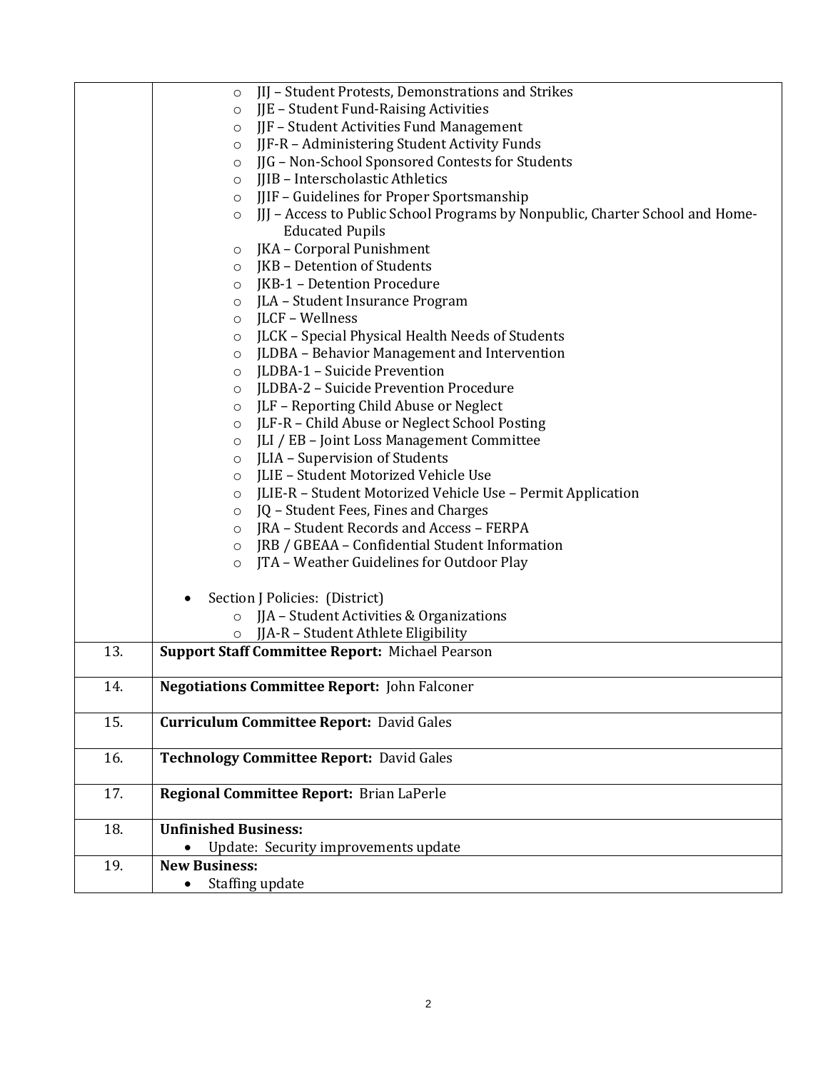| | |
|---|---|
| | ◦ JIJ – Student Protests, Demonstrations and Strikes<br>◦ JJE – Student Fund-Raising Activities<br>◦ JJF – Student Activities Fund Management<br>◦ JJF-R – Administering Student Activity Funds<br>◦ JJG – Non-School Sponsored Contests for Students<br>◦ JJIB – Interscholastic Athletics<br>◦ JJIF – Guidelines for Proper Sportsmanship<br>◦ JJJ – Access to Public School Programs by Nonpublic, Charter School and Home-Educated Pupils<br>◦ JKA – Corporal Punishment<br>◦ JKB – Detention of Students<br>◦ JKB-1 – Detention Procedure<br>◦ JLA – Student Insurance Program<br>◦ JLCF – Wellness<br>◦ JLCK – Special Physical Health Needs of Students<br>◦ JLDBA – Behavior Management and Intervention<br>◦ JLDBA-1 – Suicide Prevention<br>◦ JLDBA-2 – Suicide Prevention Procedure<br>◦ JLF – Reporting Child Abuse or Neglect<br>◦ JLF-R – Child Abuse or Neglect School Posting<br>◦ JLI / EB – Joint Loss Management Committee<br>◦ JLIA – Supervision of Students<br>◦ JLIE – Student Motorized Vehicle Use<br>◦ JLIE-R – Student Motorized Vehicle Use – Permit Application<br>◦ JQ – Student Fees, Fines and Charges<br>◦ JRA – Student Records and Access – FERPA<br>◦ JRB / GBEAA – Confidential Student Information<br>◦ JTA – Weather Guidelines for Outdoor Play<br><br>• Section J Policies: (District)<br>◦ JJA – Student Activities & Organizations<br>◦ JJA-R – Student Athlete Eligibility |
| 13. | **Support Staff Committee Report:** Michael Pearson |
| 14. | **Negotiations Committee Report:** John Falconer |
| 15. | **Curriculum Committee Report:** David Gales |
| 16. | **Technology Committee Report:** David Gales |
| 17. | **Regional Committee Report:** Brian LaPerle |
| 18. | **Unfinished Business:**<br>• Update: Security improvements update |
| 19. | **New Business:**<br>• Staffing update |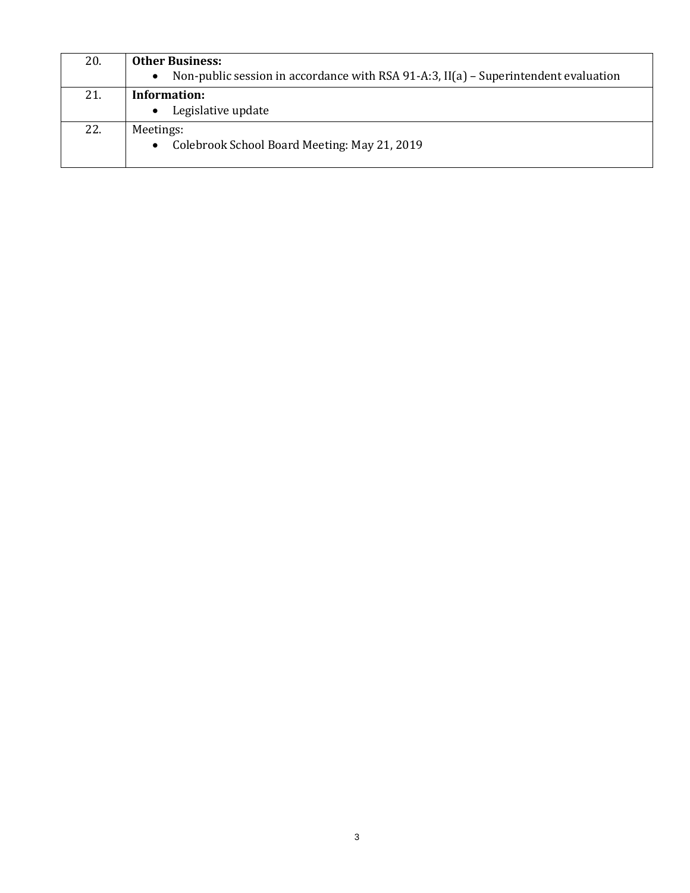| | |
|---|---|
| 20. | **Other Business:**<br>• Non-public session in accordance with RSA 91-A:3, II(a) – Superintendent evaluation |
| 21. | **Information:**<br>• Legislative update |
| 22. | Meetings:<br>• Colebrook School Board Meeting: May 21, 2019 |